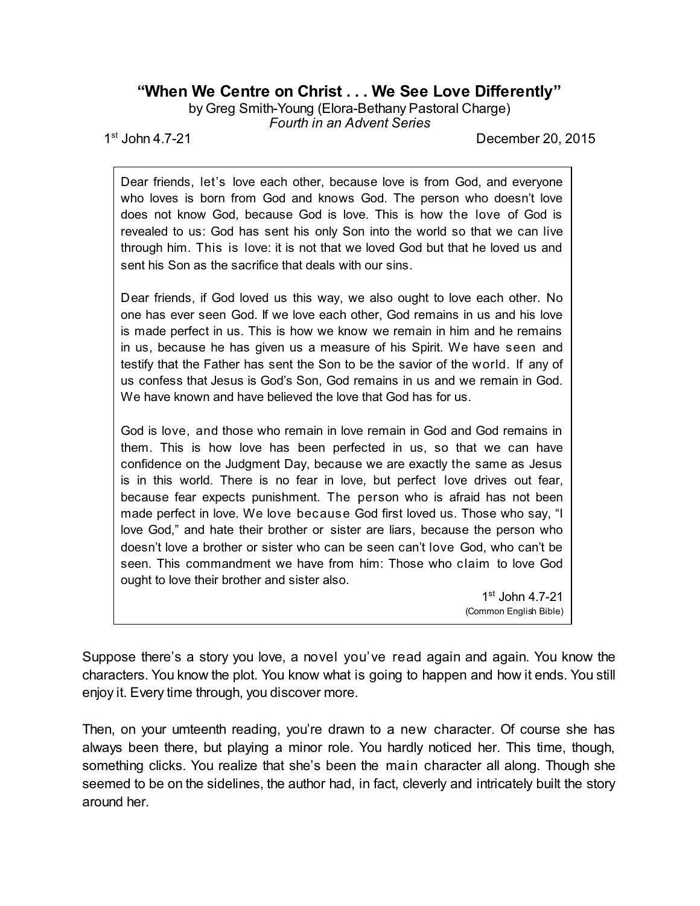# "When We Centre on Christ . . . We See Love Differently"

by Greg Smith-Young (Elora-Bethany Pastoral Charge)

*Fourth in an Advent Series*

1st John 4.7-21 — December 20, 2015

> Dear friends, let's love each other, because love is from God, and everyone who loves is born from God and knows God. The person who doesn't love does not know God, because God is love. This is how the love of God is revealed to us: God has sent his only Son into the world so that we can live through him. This is love: it is not that we loved God but that he loved us and sent his Son as the sacrifice that deals with our sins.
>
> Dear friends, if God loved us this way, we also ought to love each other. No one has ever seen God. If we love each other, God remains in us and his love is made perfect in us. This is how we know we remain in him and he remains in us, because he has given us a measure of his Spirit. We have seen and testify that the Father has sent the Son to be the savior of the world. If any of us confess that Jesus is God's Son, God remains in us and we remain in God. We have known and have believed the love that God has for us.
>
> God is love, and those who remain in love remain in God and God remains in them. This is how love has been perfected in us, so that we can have confidence on the Judgment Day, because we are exactly the same as Jesus is in this world. There is no fear in love, but perfect love drives out fear, because fear expects punishment. The person who is afraid has not been made perfect in love. We love because God first loved us. Those who say, "I love God," and hate their brother or sister are liars, because the person who doesn't love a brother or sister who can be seen can't love God, who can't be seen. This commandment we have from him: Those who claim to love God ought to love their brother and sister also.
>
> 1st John 4.7-21
> (Common English Bible)

Suppose there's a story you love, a novel you've read again and again. You know the characters. You know the plot. You know what is going to happen and how it ends. You still enjoy it. Every time through, you discover more.

Then, on your umteenth reading, you're drawn to a new character. Of course she has always been there, but playing a minor role. You hardly noticed her. This time, though, something clicks. You realize that she's been the main character all along. Though she seemed to be on the sidelines, the author had, in fact, cleverly and intricately built the story around her.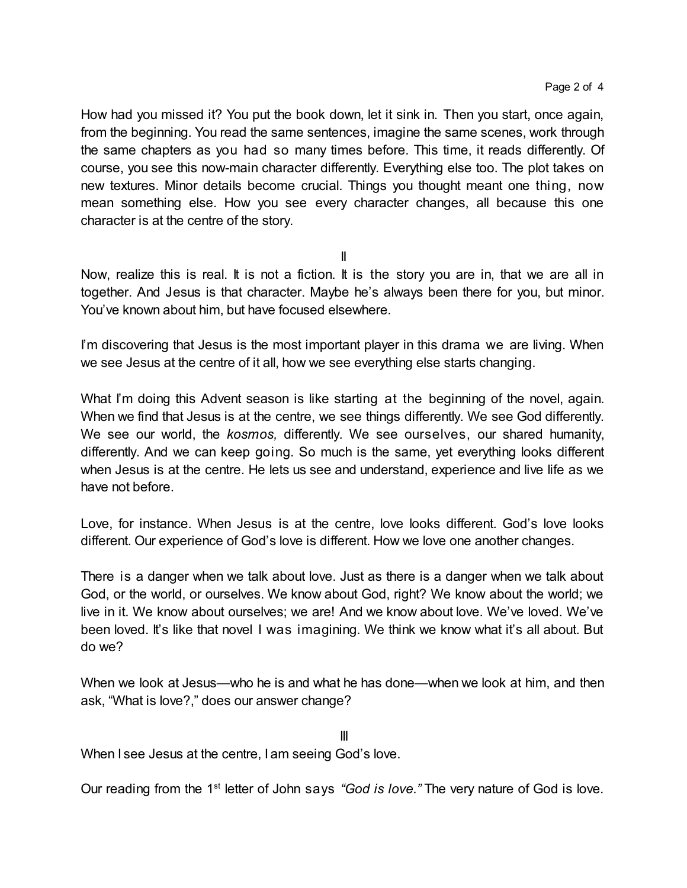How had you missed it? You put the book down, let it sink in. Then you start, once again, from the beginning. You read the same sentences, imagine the same scenes, work through the same chapters as you had so many times before. This time, it reads differently. Of course, you see this now-main character differently. Everything else too. The plot takes on new textures. Minor details become crucial. Things you thought meant one thing, now mean something else. How you see every character changes, all because this one character is at the centre of the story.

## II

Now, realize this is real. It is not a fiction. It is the story you are in, that we are all in together. And Jesus is that character. Maybe he's always been there for you, but minor. You've known about him, but have focused elsewhere.

I'm discovering that Jesus is the most important player in this drama we are living. When we see Jesus at the centre of it all, how we see everything else starts changing.

What I'm doing this Advent season is like starting at the beginning of the novel, again. When we find that Jesus is at the centre, we see things differently. We see God differently. We see our world, the *kosmos,* differently. We see ourselves, our shared humanity, differently. And we can keep going. So much is the same, yet everything looks different when Jesus is at the centre. He lets us see and understand, experience and live life as we have not before.

Love, for instance. When Jesus is at the centre, love looks different. God's love looks different. Our experience of God's love is different. How we love one another changes.

There is a danger when we talk about love. Just as there is a danger when we talk about God, or the world, or ourselves. We know about God, right? We know about the world; we live in it. We know about ourselves; we are! And we know about love. We've loved. We've been loved. It's like that novel I was imagining. We think we know what it's all about. But do we?

When we look at Jesus—who he is and what he has done—when we look at him, and then ask, "What is love?," does our answer change?

## III

When I see Jesus at the centre, I am seeing God's love.

Our reading from the 1st letter of John says *"God is love."* The very nature of God is love.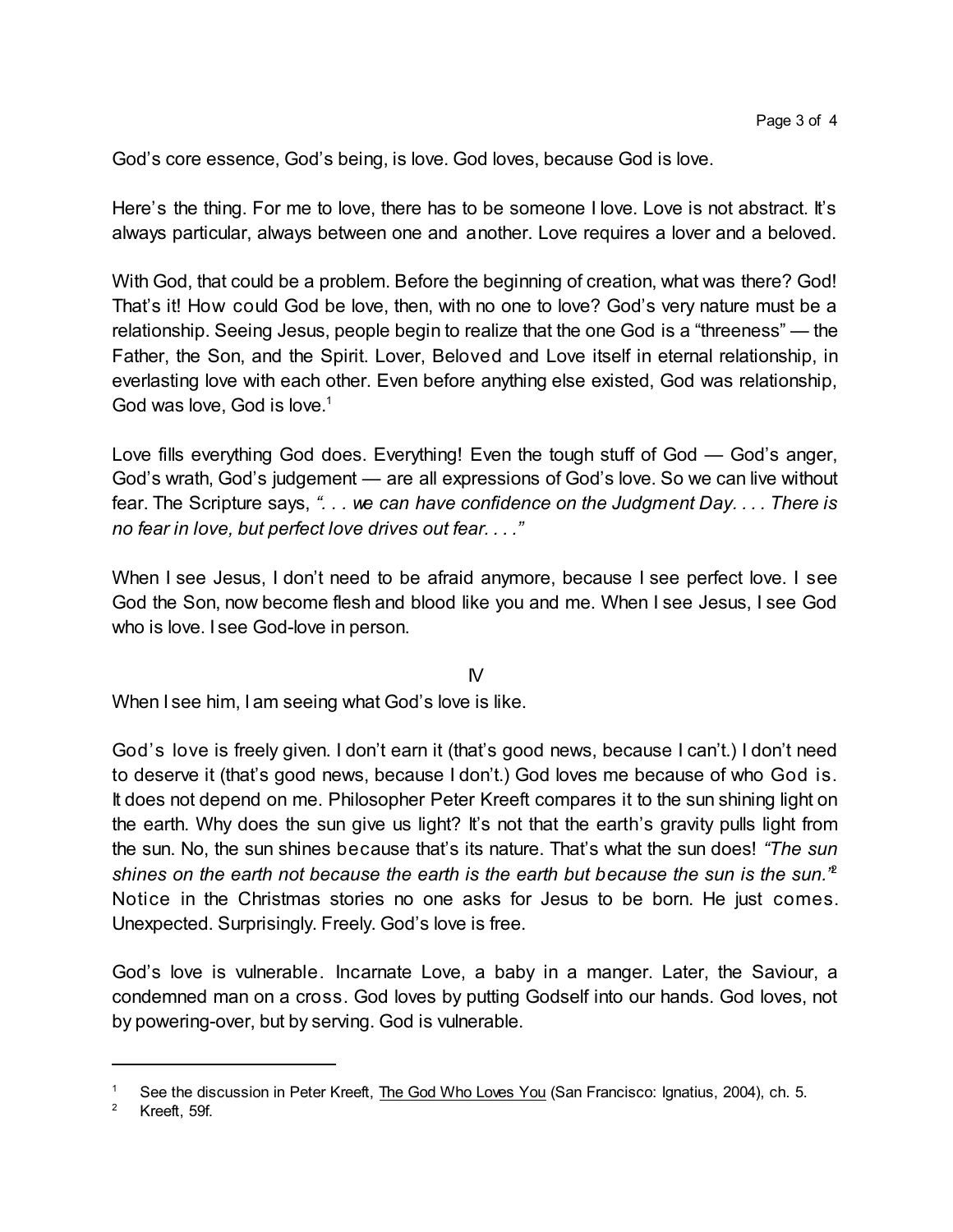God's core essence, God's being, is love. God loves, because God is love.

Here's the thing. For me to love, there has to be someone I love. Love is not abstract. It's always particular, always between one and another. Love requires a lover and a beloved.

With God, that could be a problem. Before the beginning of creation, what was there? God! That's it! How could God be love, then, with no one to love? God's very nature must be a relationship. Seeing Jesus, people begin to realize that the one God is a "threeness" — the Father, the Son, and the Spirit. Lover, Beloved and Love itself in eternal relationship, in everlasting love with each other. Even before anything else existed, God was relationship, God was love, God is love.[1]

Love fills everything God does. Everything! Even the tough stuff of God — God's anger, God's wrath, God's judgement — are all expressions of God's love. So we can live without fear. The Scripture says, *". . . we can have confidence on the Judgment Day. . . . There is no fear in love, but perfect love drives out fear. . . ."*

When I see Jesus, I don't need to be afraid anymore, because I see perfect love. I see God the Son, now become flesh and blood like you and me. When I see Jesus, I see God who is love. I see God-love in person.

IV

When I see him, I am seeing what God's love is like.

God's love is freely given. I don't earn it (that's good news, because I can't.) I don't need to deserve it (that's good news, because I don't.) God loves me because of who God is. It does not depend on me. Philosopher Peter Kreeft compares it to the sun shining light on the earth. Why does the sun give us light? It's not that the earth's gravity pulls light from the sun. No, the sun shines because that's its nature. That's what the sun does! *"The sun shines on the earth not because the earth is the earth but because the sun is the sun."*[2] Notice in the Christmas stories no one asks for Jesus to be born. He just comes. Unexpected. Surprisingly. Freely. God's love is free.

God's love is vulnerable. Incarnate Love, a baby in a manger. Later, the Saviour, a condemned man on a cross. God loves by putting Godself into our hands. God loves, not by powering-over, but by serving. God is vulnerable.

---

[1] See the discussion in Peter Kreeft, The God Who Loves You (San Francisco: Ignatius, 2004), ch. 5.

[2] Kreeft, 59f.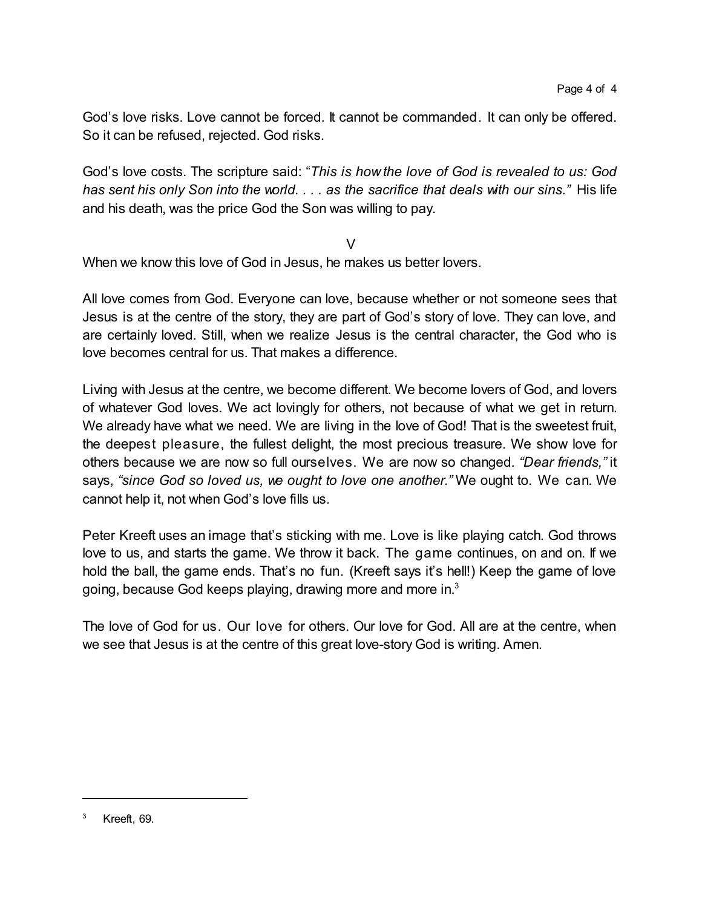God's love risks. Love cannot be forced. It cannot be commanded. It can only be offered. So it can be refused, rejected. God risks.

God's love costs. The scripture said: "*This is how the love of God is revealed to us: God has sent his only Son into the world. . . . as the sacrifice that deals with our sins.*" His life and his death, was the price God the Son was willing to pay.

V

When we know this love of God in Jesus, he makes us better lovers.

All love comes from God. Everyone can love, because whether or not someone sees that Jesus is at the centre of the story, they are part of God's story of love. They can love, and are certainly loved. Still, when we realize Jesus is the central character, the God who is love becomes central for us. That makes a difference.

Living with Jesus at the centre, we become different. We become lovers of God, and lovers of whatever God loves. We act lovingly for others, not because of what we get in return. We already have what we need. We are living in the love of God! That is the sweetest fruit, the deepest pleasure, the fullest delight, the most precious treasure. We show love for others because we are now so full ourselves. We are now so changed. *"Dear friends,"* it says, *"since God so loved us, we ought to love one another."* We ought to. We can. We cannot help it, not when God's love fills us.

Peter Kreeft uses an image that's sticking with me. Love is like playing catch. God throws love to us, and starts the game. We throw it back. The game continues, on and on. If we hold the ball, the game ends. That's no fun. (Kreeft says it's hell!) Keep the game of love going, because God keeps playing, drawing more and more in.[3]

The love of God for us. Our love for others. Our love for God. All are at the centre, when we see that Jesus is at the centre of this great love-story God is writing. Amen.

---

[3] Kreeft, 69.